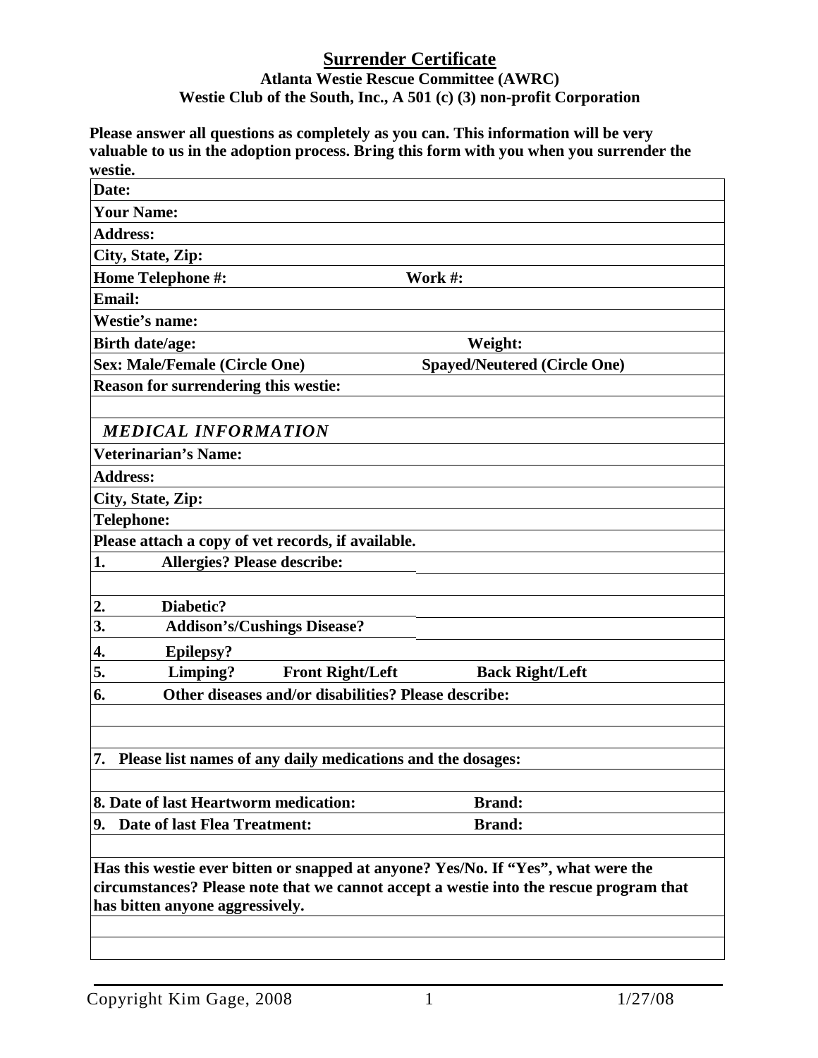# Surrender Certificate

**Atlanta Westie Rescue Committee (AWRC)**
**Westie Club of the South, Inc., A 501 (c) (3) non-profit Corporation**

**Please answer all questions as completely as you can. This information will be very valuable to us in the adoption process. Bring this form with you when you surrender the westie.**

| | |
|---|---|
| **Date:** | |
| **Your Name:** | |
| **Address:** | |
| **City, State, Zip:** | |
| **Home Telephone #:** | **Work #:** |
| **Email:** | |
| **Westie's name:** | |
| **Birth date/age:** | **Weight:** |
| **Sex: Male/Female (Circle One)** | **Spayed/Neutered (Circle One)** |
| **Reason for surrendering this westie:** | |
| | |
| ***MEDICAL INFORMATION*** | |
| **Veterinarian's Name:** | |
| **Address:** | |
| **City, State, Zip:** | |
| **Telephone:** | |
| **Please attach a copy of vet records, if available.** | |
| **1. Allergies? Please describe:** | |
| | |
| **2. Diabetic?** | |
| **3. Addison's/Cushings Disease?** | |
| **4. Epilepsy?** | |
| **5. Limping? Front Right/Left** | **Back Right/Left** |
| **6. Other diseases and/or disabilities? Please describe:** | |
| | |
| | |
| **7. Please list names of any daily medications and the dosages:** | |
| | |
| **8. Date of last Heartworm medication:** | **Brand:** |
| **9. Date of last Flea Treatment:** | **Brand:** |
| | |
| **Has this westie ever bitten or snapped at anyone? Yes/No. If "Yes", what were the circumstances? Please note that we cannot accept a westie into the rescue program that has bitten anyone aggressively.** | |
| | |
| | |

Copyright Kim Gage, 2008 1/27/08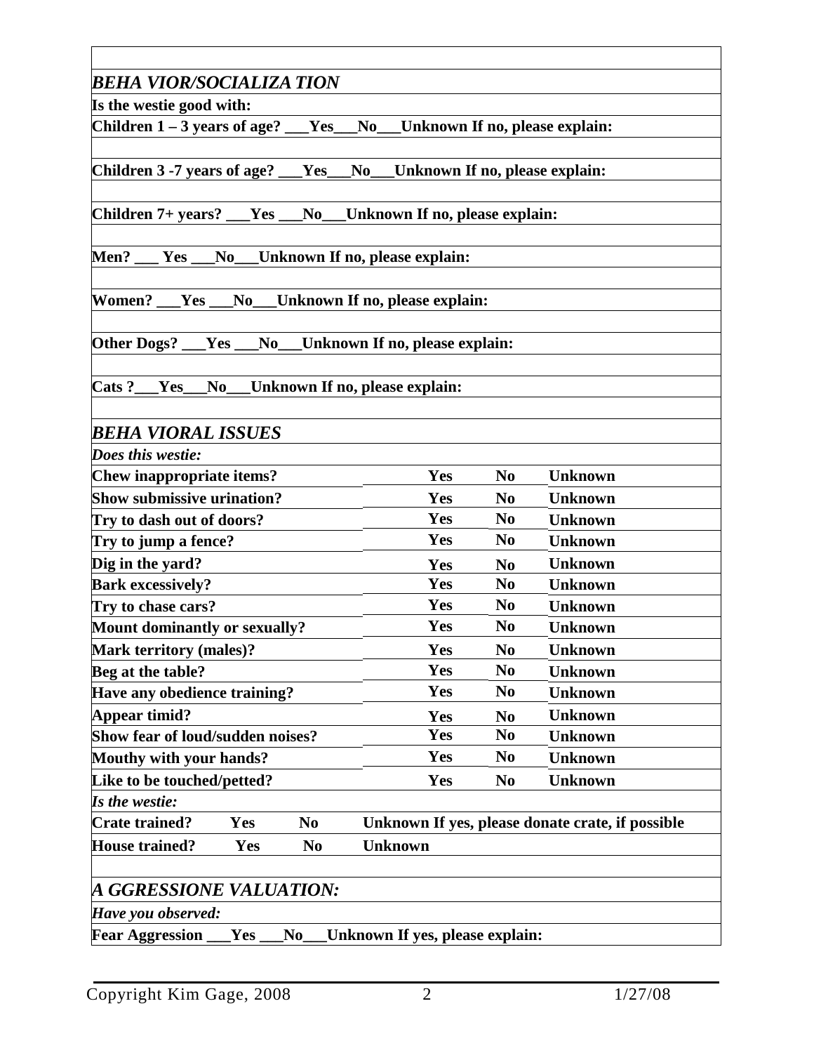### *BEHA VIOR/SOCIALIZA TION*

**Is the westie good with:**

**Children 1 – 3 years of age? ___Yes___No___Unknown If no, please explain:**

**Children 3 -7 years of age? ___Yes___No___Unknown If no, please explain:**

**Children 7+ years? ___Yes ___No___Unknown If no, please explain:**

**Men? ___ Yes ___No___Unknown If no, please explain:**

**Women? ___Yes ___No___Unknown If no, please explain:**

**Other Dogs? ___Yes ___No___Unknown If no, please explain:**

**Cats ?___Yes___No___Unknown If no, please explain:**

### *BEHA VIORAL ISSUES*

***Does this westie:***

| | | | |
|---|---|---|---|
| **Chew inappropriate items?** | **Yes** | **No** | **Unknown** |
| **Show submissive urination?** | **Yes** | **No** | **Unknown** |
| **Try to dash out of doors?** | **Yes** | **No** | **Unknown** |
| **Try to jump a fence?** | **Yes** | **No** | **Unknown** |
| **Dig in the yard?** | **Yes** | **No** | **Unknown** |
| **Bark excessively?** | **Yes** | **No** | **Unknown** |
| **Try to chase cars?** | **Yes** | **No** | **Unknown** |
| **Mount dominantly or sexually?** | **Yes** | **No** | **Unknown** |
| **Mark territory (males)?** | **Yes** | **No** | **Unknown** |
| **Beg at the table?** | **Yes** | **No** | **Unknown** |
| **Have any obedience training?** | **Yes** | **No** | **Unknown** |
| **Appear timid?** | **Yes** | **No** | **Unknown** |
| **Show fear of loud/sudden noises?** | **Yes** | **No** | **Unknown** |
| **Mouthy with your hands?** | **Yes** | **No** | **Unknown** |
| **Like to be touched/petted?** | **Yes** | **No** | **Unknown** |

***Is the westie:***

**Crate trained? Yes No Unknown If yes, please donate crate, if possible**

**House trained? Yes No Unknown**

### *A GGRESSIONE VALUATION:*

***Have you observed:***

**Fear Aggression ___Yes ___No___Unknown If yes, please explain:**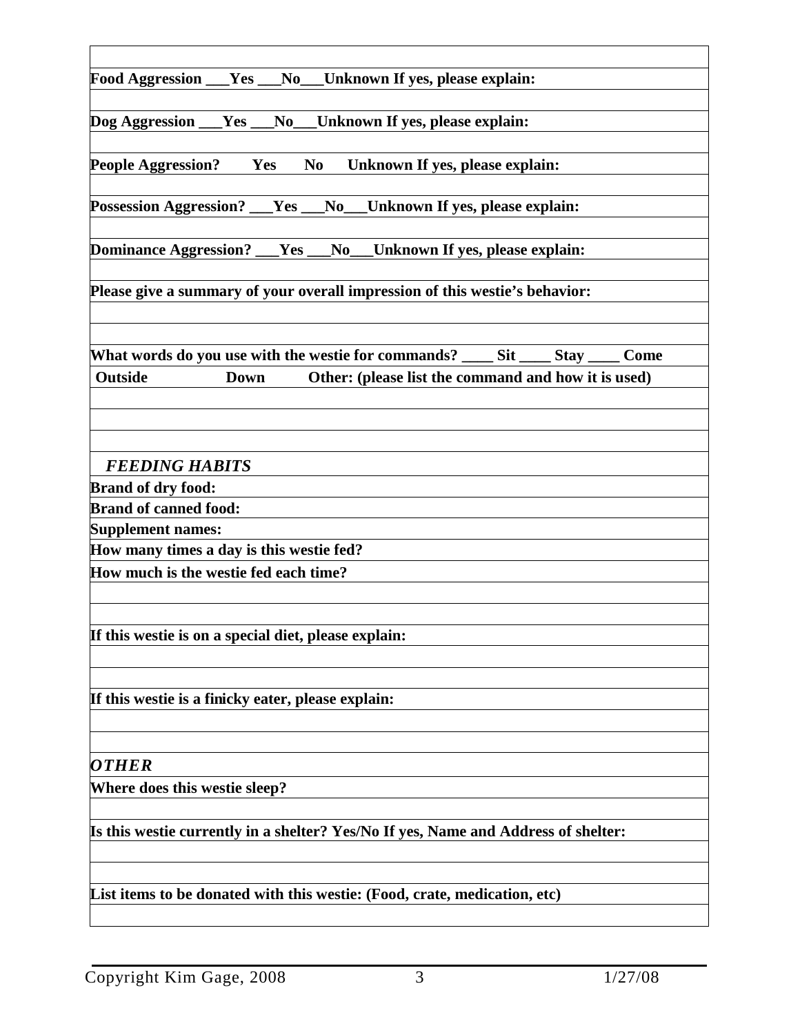**Food Aggression \_\_\_Yes \_\_\_No\_\_\_Unknown If yes, please explain:**

**Dog Aggression \_\_\_Yes \_\_\_No\_\_\_Unknown If yes, please explain:**

**People Aggression? Yes No Unknown If yes, please explain:**

**Possession Aggression? \_\_\_Yes \_\_\_No\_\_\_Unknown If yes, please explain:**

**Dominance Aggression? \_\_\_Yes \_\_\_No\_\_\_Unknown If yes, please explain:**

**Please give a summary of your overall impression of this westie's behavior:**

**What words do you use with the westie for commands? \_\_\_\_ Sit \_\_\_\_ Stay \_\_\_\_ Come**

**Outside Down Other: (please list the command and how it is used)**

***FEEDING HABITS***

**Brand of dry food:**

**Brand of canned food:**

**Supplement names:**

**How many times a day is this westie fed?**

**How much is the westie fed each time?**

**If this westie is on a special diet, please explain:**

**If this westie is a finicky eater, please explain:**

***OTHER***

**Where does this westie sleep?**

**Is this westie currently in a shelter? Yes/No If yes, Name and Address of shelter:**

**List items to be donated with this westie: (Food, crate, medication, etc)**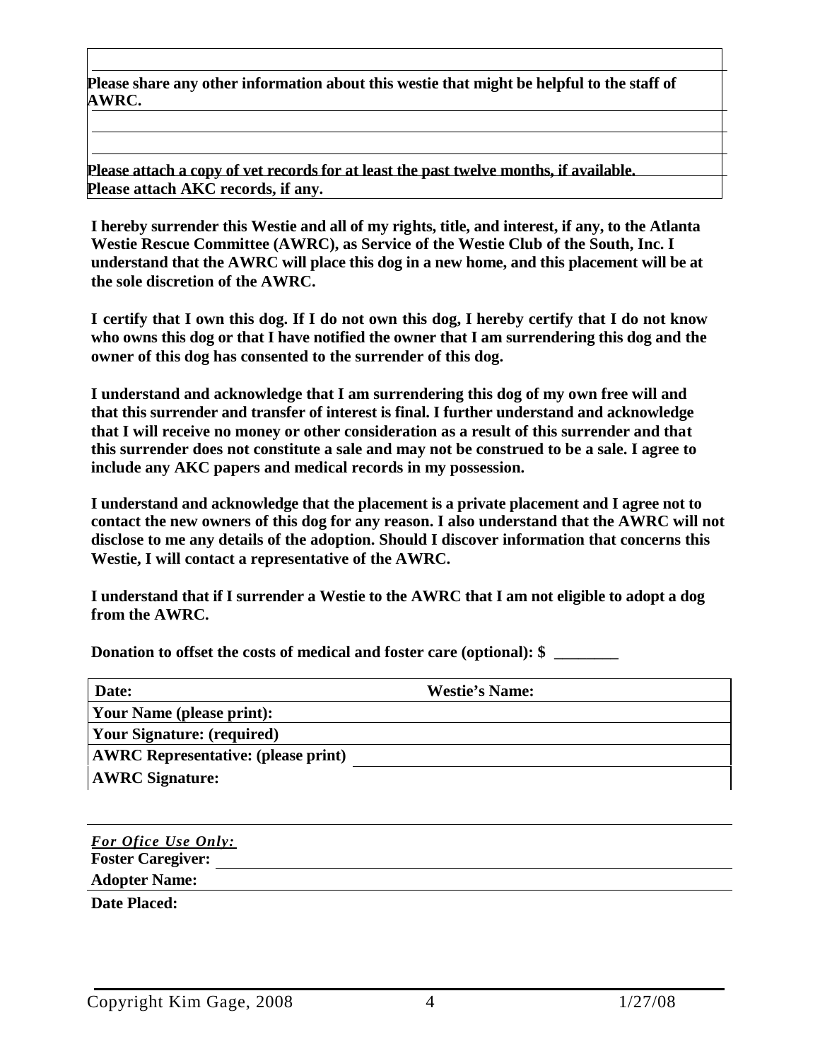**Please share any other information about this westie that might be helpful to the staff of AWRC.**

**Please attach a copy of vet records for at least the past twelve months, if available.**
**Please attach AKC records, if any.**

**I hereby surrender this Westie and all of my rights, title, and interest, if any, to the Atlanta Westie Rescue Committee (AWRC), as Service of the Westie Club of the South, Inc. I understand that the AWRC will place this dog in a new home, and this placement will be at the sole discretion of the AWRC.**

**I certify that I own this dog. If I do not own this dog, I hereby certify that I do not know who owns this dog or that I have notified the owner that I am surrendering this dog and the owner of this dog has consented to the surrender of this dog.**

**I understand and acknowledge that I am surrendering this dog of my own free will and that this surrender and transfer of interest is final. I further understand and acknowledge that I will receive no money or other consideration as a result of this surrender and that this surrender does not constitute a sale and may not be construed to be a sale. I agree to include any AKC papers and medical records in my possession.**

**I understand and acknowledge that the placement is a private placement and I agree not to contact the new owners of this dog for any reason. I also understand that the AWRC will not disclose to me any details of the adoption. Should I discover information that concerns this Westie, I will contact a representative of the AWRC.**

**I understand that if I surrender a Westie to the AWRC that I am not eligible to adopt a dog from the AWRC.**

**Donation to offset the costs of medical and foster care (optional): $ ________**

| | |
|---|---|
| **Date:** | **Westie's Name:** |
| **Your Name (please print):** | |
| **Your Signature: (required)** | |
| **AWRC Representative: (please print)** | |
| **AWRC Signature:** | |

***For Ofice Use Only:***
**Foster Caregiver:**
**Adopter Name:**
**Date Placed:**

Copyright Kim Gage, 2008 1/27/08